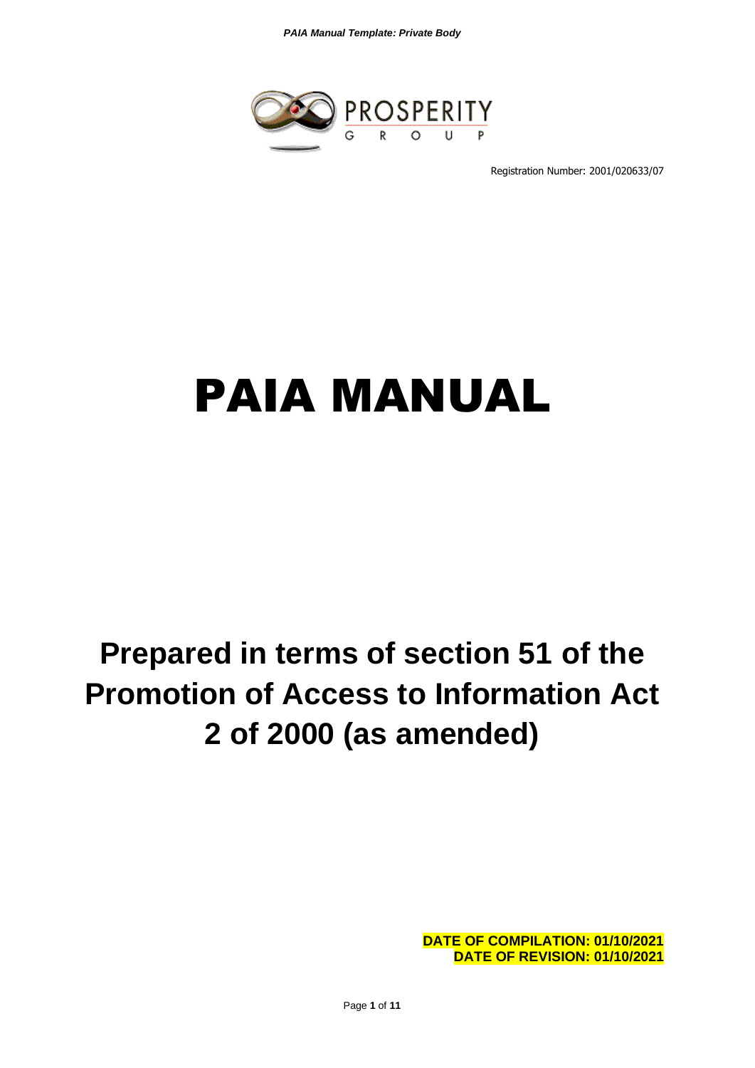PROSPERITY GROUP

Registration Number: 2001/020633/07

# PAIA MANUAL

## Prepared in terms of section 51 of the Promotion of Access to Information Act 2 of 2000 (as amended)

**DATE OF COMPILATION: 01/10/2021**
**DATE OF REVISION: 01/10/2021**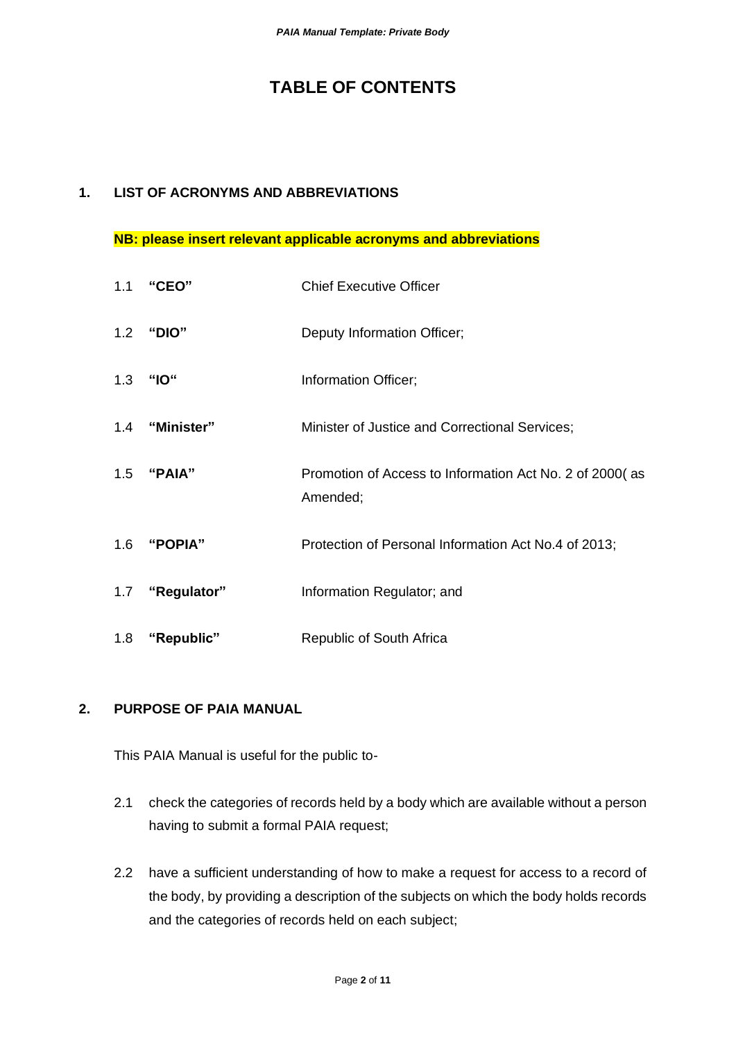# TABLE OF CONTENTS

## 1. LIST OF ACRONYMS AND ABBREVIATIONS

**NB: please insert relevant applicable acronyms and abbreviations**

1.1 **"CEO"** Chief Executive Officer

1.2 **"DIO"** Deputy Information Officer;

1.3 **"IO"** Information Officer;

1.4 **"Minister"** Minister of Justice and Correctional Services;

1.5 **"PAIA"** Promotion of Access to Information Act No. 2 of 2000( as Amended;

1.6 **"POPIA"** Protection of Personal Information Act No.4 of 2013;

1.7 **"Regulator"** Information Regulator; and

1.8 **"Republic"** Republic of South Africa

## 2. PURPOSE OF PAIA MANUAL

This PAIA Manual is useful for the public to-

2.1 check the categories of records held by a body which are available without a person having to submit a formal PAIA request;

2.2 have a sufficient understanding of how to make a request for access to a record of the body, by providing a description of the subjects on which the body holds records and the categories of records held on each subject;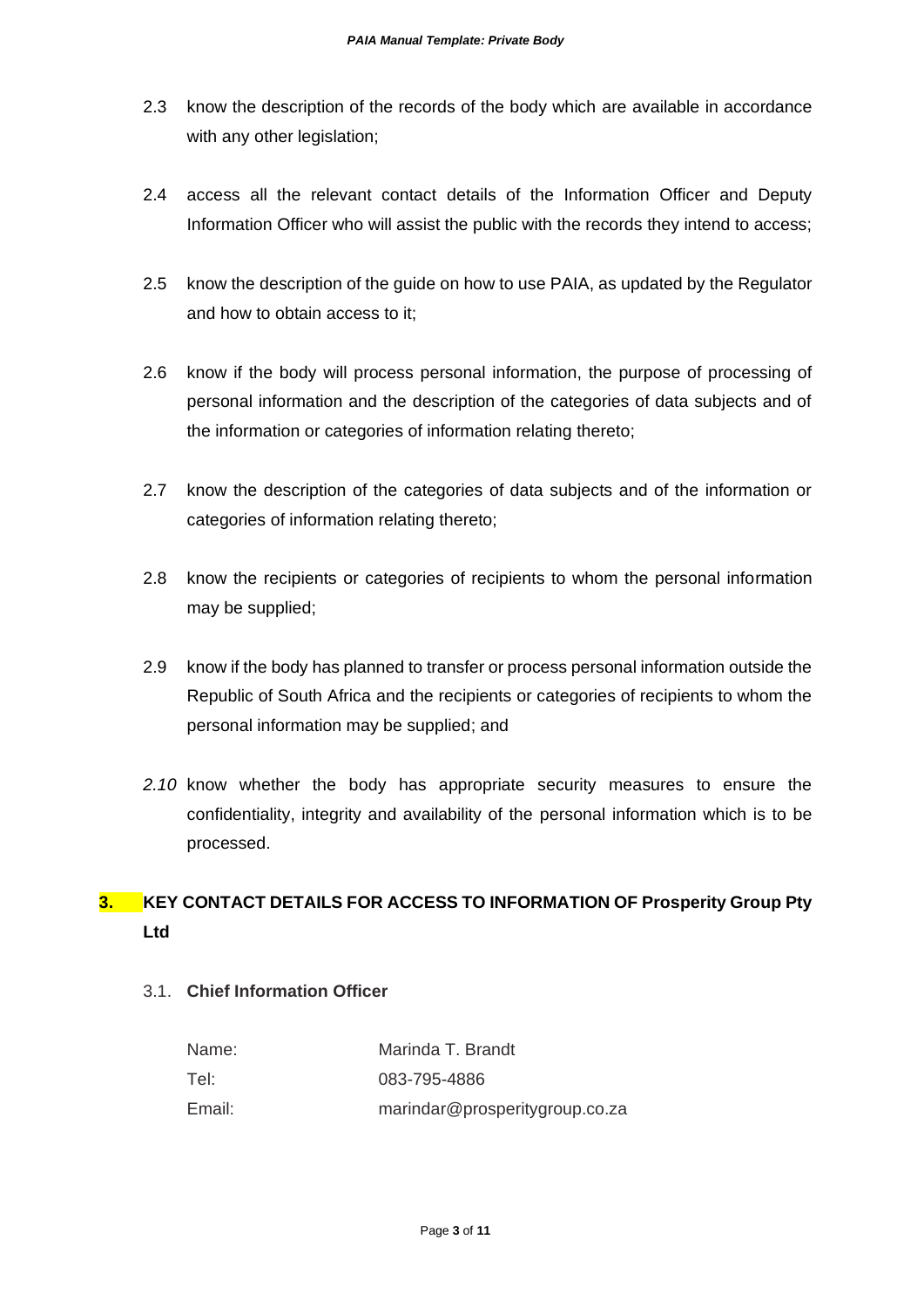2.3 know the description of the records of the body which are available in accordance with any other legislation;

2.4 access all the relevant contact details of the Information Officer and Deputy Information Officer who will assist the public with the records they intend to access;

2.5 know the description of the guide on how to use PAIA, as updated by the Regulator and how to obtain access to it;

2.6 know if the body will process personal information, the purpose of processing of personal information and the description of the categories of data subjects and of the information or categories of information relating thereto;

2.7 know the description of the categories of data subjects and of the information or categories of information relating thereto;

2.8 know the recipients or categories of recipients to whom the personal information may be supplied;

2.9 know if the body has planned to transfer or process personal information outside the Republic of South Africa and the recipients or categories of recipients to whom the personal information may be supplied; and

*2.10* know whether the body has appropriate security measures to ensure the confidentiality, integrity and availability of the personal information which is to be processed.

## 3. KEY CONTACT DETAILS FOR ACCESS TO INFORMATION OF Prosperity Group Pty Ltd

### 3.1. Chief Information Officer

| | |
|---|---|
| Name: | Marinda T. Brandt |
| Tel: | 083-795-4886 |
| Email: | marindar@prosperitygroup.co.za |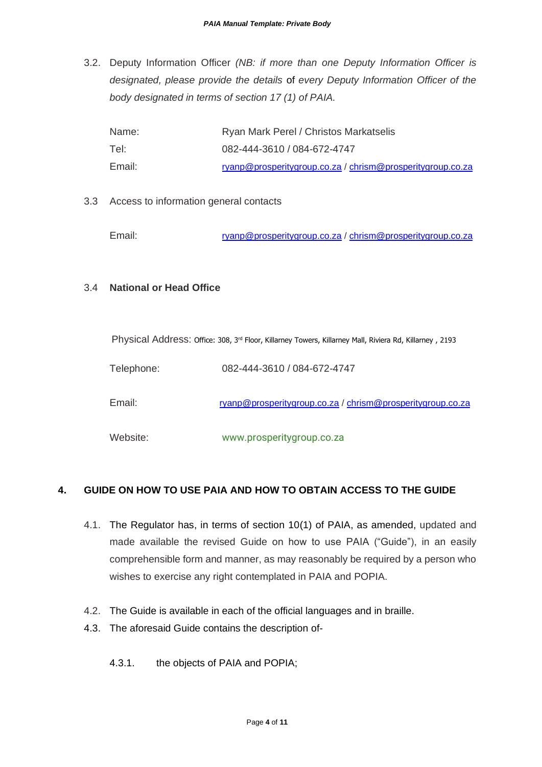3.2. Deputy Information Officer *(NB: if more than one Deputy Information Officer is designated, please provide the details* of *every Deputy Information Officer of the body designated in terms of section 17 (1) of PAIA.*

| | |
|---|---|
| Name: | Ryan Mark Perel / Christos Markatselis |
| Tel: | 082-444-3610 / 084-672-4747 |
| Email: | ryanp@prosperitygroup.co.za / chrism@prosperitygroup.co.za |

3.3 Access to information general contacts

Email: ryanp@prosperitygroup.co.za / chrism@prosperitygroup.co.za

3.4 **National or Head Office**

Physical Address: Office: 308, 3rd Floor, Killarney Towers, Killarney Mall, Riviera Rd, Killarney , 2193

Telephone: 082-444-3610 / 084-672-4747

Email: ryanp@prosperitygroup.co.za / chrism@prosperitygroup.co.za

Website: www.prosperitygroup.co.za

## 4. GUIDE ON HOW TO USE PAIA AND HOW TO OBTAIN ACCESS TO THE GUIDE

4.1. The Regulator has, in terms of section 10(1) of PAIA, as amended, updated and made available the revised Guide on how to use PAIA ("Guide"), in an easily comprehensible form and manner, as may reasonably be required by a person who wishes to exercise any right contemplated in PAIA and POPIA.

4.2. The Guide is available in each of the official languages and in braille.

4.3. The aforesaid Guide contains the description of-

4.3.1. the objects of PAIA and POPIA;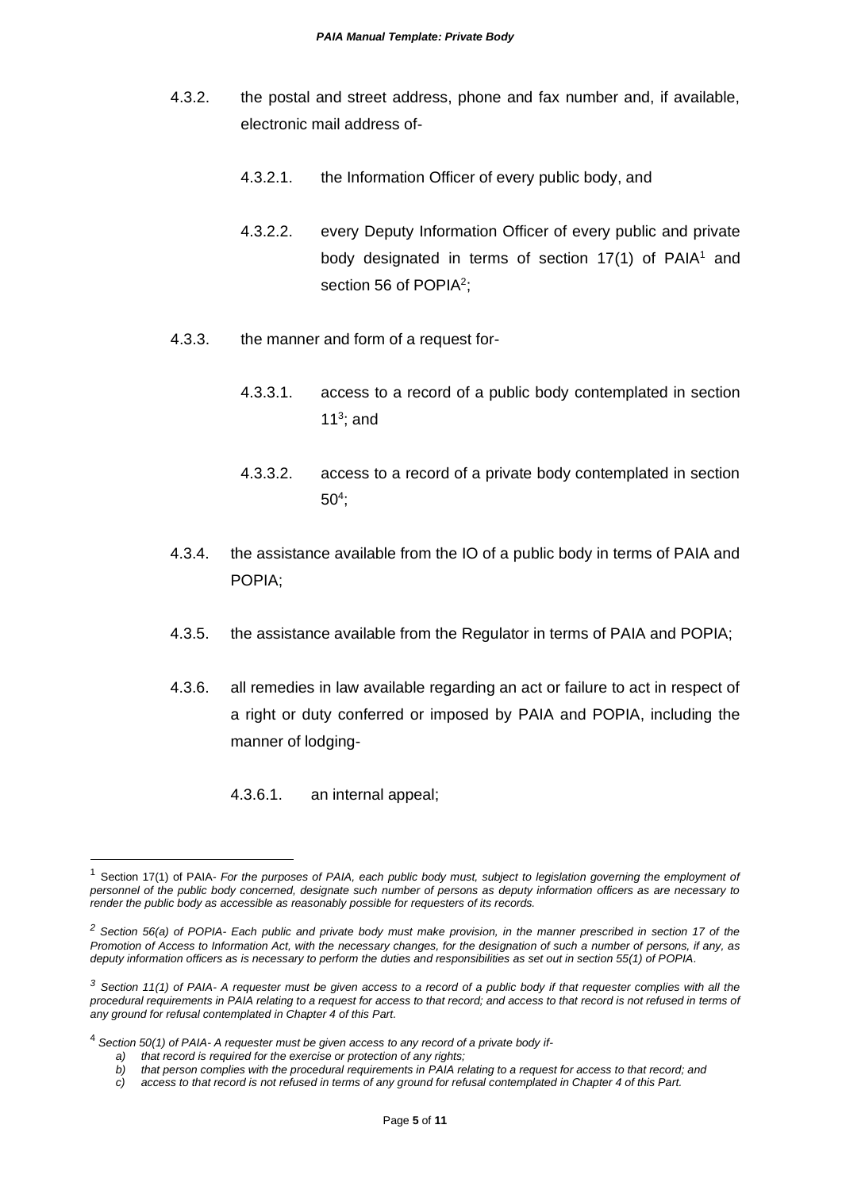4.3.2. the postal and street address, phone and fax number and, if available, electronic mail address of-

   4.3.2.1. the Information Officer of every public body, and

   4.3.2.2. every Deputy Information Officer of every public and private body designated in terms of section 17(1) of PAIA[1] and section 56 of POPIA[2];

4.3.3. the manner and form of a request for-

   4.3.3.1. access to a record of a public body contemplated in section 11[3]; and

   4.3.3.2. access to a record of a private body contemplated in section 50[4];

4.3.4. the assistance available from the IO of a public body in terms of PAIA and POPIA;

4.3.5. the assistance available from the Regulator in terms of PAIA and POPIA;

4.3.6. all remedies in law available regarding an act or failure to act in respect of a right or duty conferred or imposed by PAIA and POPIA, including the manner of lodging-

   4.3.6.1. an internal appeal;

---

[1] Section 17(1) of PAIA- *For the purposes of PAIA, each public body must, subject to legislation governing the employment of personnel of the public body concerned, designate such number of persons as deputy information officers as are necessary to render the public body as accessible as reasonably possible for requesters of its records.*

[2] *Section 56(a) of POPIA- Each public and private body must make provision, in the manner prescribed in section 17 of the Promotion of Access to Information Act, with the necessary changes, for the designation of such a number of persons, if any, as deputy information officers as is necessary to perform the duties and responsibilities as set out in section 55(1) of POPIA.*

[3] *Section 11(1) of PAIA- A requester must be given access to a record of a public body if that requester complies with all the procedural requirements in PAIA relating to a request for access to that record; and access to that record is not refused in terms of any ground for refusal contemplated in Chapter 4 of this Part.*

[4] *Section 50(1) of PAIA- A requester must be given access to any record of a private body if-*

*a) that record is required for the exercise or protection of any rights;*
*b) that person complies with the procedural requirements in PAIA relating to a request for access to that record; and*
*c) access to that record is not refused in terms of any ground for refusal contemplated in Chapter 4 of this Part.*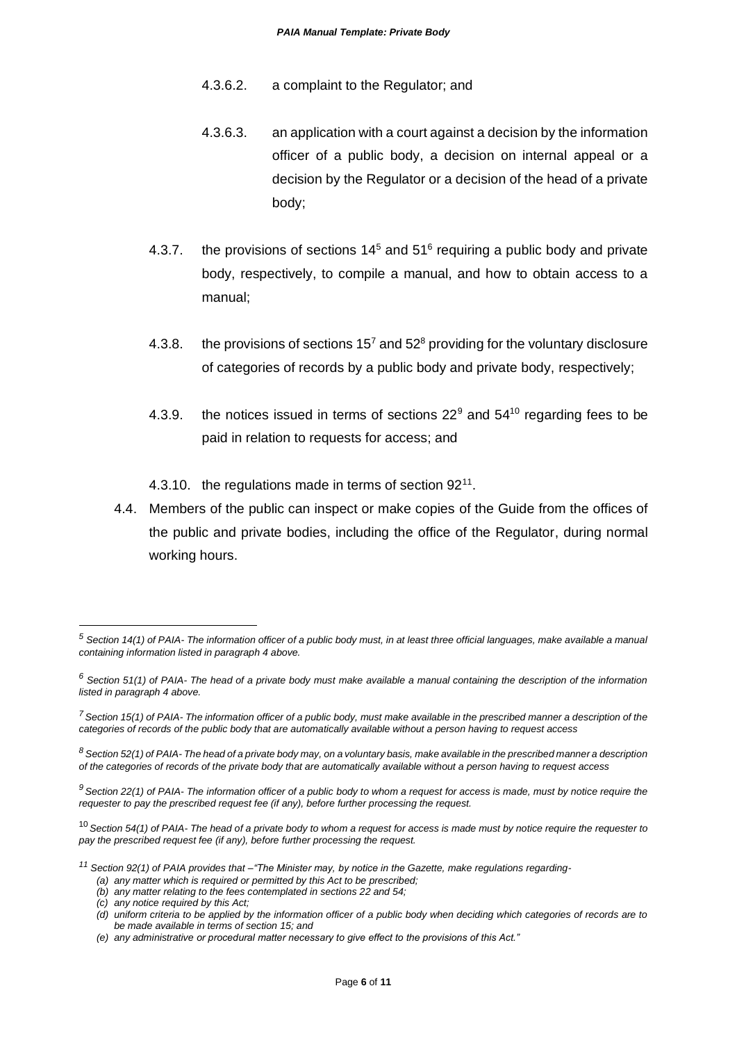4.3.6.2. a complaint to the Regulator; and

4.3.6.3. an application with a court against a decision by the information officer of a public body, a decision on internal appeal or a decision by the Regulator or a decision of the head of a private body;

4.3.7. the provisions of sections 14[5] and 51[6] requiring a public body and private body, respectively, to compile a manual, and how to obtain access to a manual;

4.3.8. the provisions of sections 15[7] and 52[8] providing for the voluntary disclosure of categories of records by a public body and private body, respectively;

4.3.9. the notices issued in terms of sections 22[9] and 54[10] regarding fees to be paid in relation to requests for access; and

4.3.10. the regulations made in terms of section 92[11].

4.4. Members of the public can inspect or make copies of the Guide from the offices of the public and private bodies, including the office of the Regulator, during normal working hours.

---

[5] *Section 14(1) of PAIA- The information officer of a public body must, in at least three official languages, make available a manual containing information listed in paragraph 4 above.*

[6] *Section 51(1) of PAIA- The head of a private body must make available a manual containing the description of the information listed in paragraph 4 above.*

[7] *Section 15(1) of PAIA- The information officer of a public body, must make available in the prescribed manner a description of the categories of records of the public body that are automatically available without a person having to request access*

[8] *Section 52(1) of PAIA- The head of a private body may, on a voluntary basis, make available in the prescribed manner a description of the categories of records of the private body that are automatically available without a person having to request access*

[9] *Section 22(1) of PAIA- The information officer of a public body to whom a request for access is made, must by notice require the requester to pay the prescribed request fee (if any), before further processing the request.*

[10] *Section 54(1) of PAIA- The head of a private body to whom a request for access is made must by notice require the requester to pay the prescribed request fee (if any), before further processing the request.*

[11] *Section 92(1) of PAIA provides that –"The Minister may, by notice in the Gazette, make regulations regarding-*

- *(a) any matter which is required or permitted by this Act to be prescribed;*
- *(b) any matter relating to the fees contemplated in sections 22 and 54;*
- *(c) any notice required by this Act;*
- *(d) uniform criteria to be applied by the information officer of a public body when deciding which categories of records are to be made available in terms of section 15; and*
- *(e) any administrative or procedural matter necessary to give effect to the provisions of this Act."*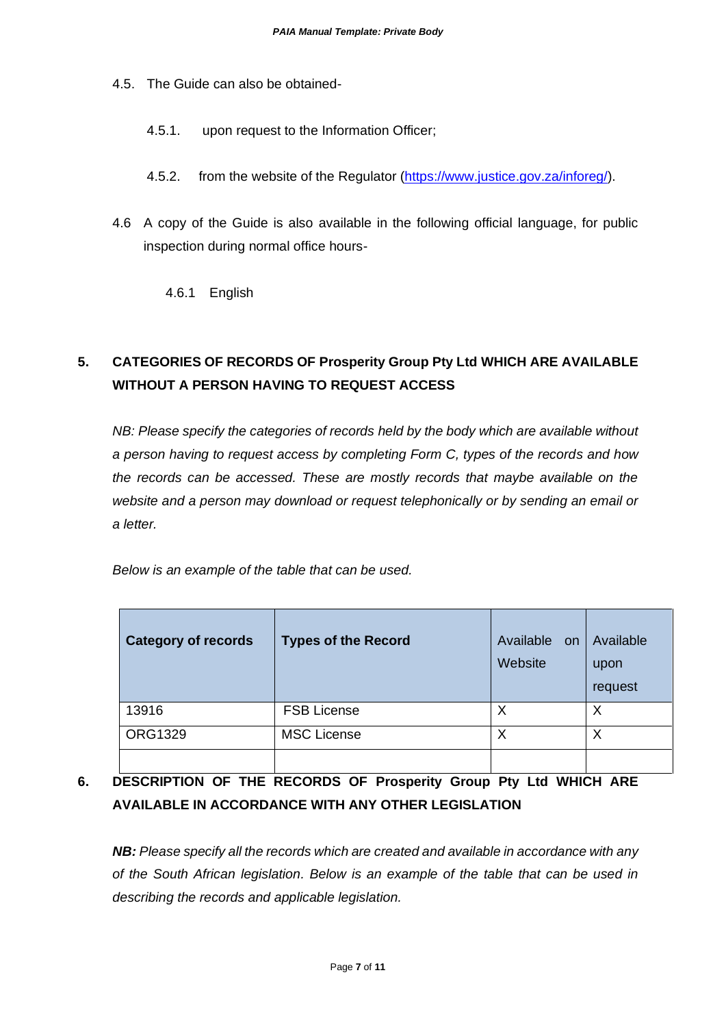4.5. The Guide can also be obtained-

4.5.1. upon request to the Information Officer;

4.5.2. from the website of the Regulator (https://www.justice.gov.za/inforeg/).

4.6 A copy of the Guide is also available in the following official language, for public inspection during normal office hours-

4.6.1 English

## 5. CATEGORIES OF RECORDS OF Prosperity Group Pty Ltd WHICH ARE AVAILABLE WITHOUT A PERSON HAVING TO REQUEST ACCESS

*NB: Please specify the categories of records held by the body which are available without a person having to request access by completing Form C, types of the records and how the records can be accessed. These are mostly records that maybe available on the website and a person may download or request telephonically or by sending an email or a letter.*

*Below is an example of the table that can be used.*

| **Category of records** | **Types of the Record** | Available on Website | Available upon request |
|---|---|---|---|
| 13916 | FSB License | X | X |
| ORG1329 | MSC License | X | X |
| | | | |

## 6. DESCRIPTION OF THE RECORDS OF Prosperity Group Pty Ltd WHICH ARE AVAILABLE IN ACCORDANCE WITH ANY OTHER LEGISLATION

***NB:*** *Please specify all the records which are created and available in accordance with any of the South African legislation. Below is an example of the table that can be used in describing the records and applicable legislation.*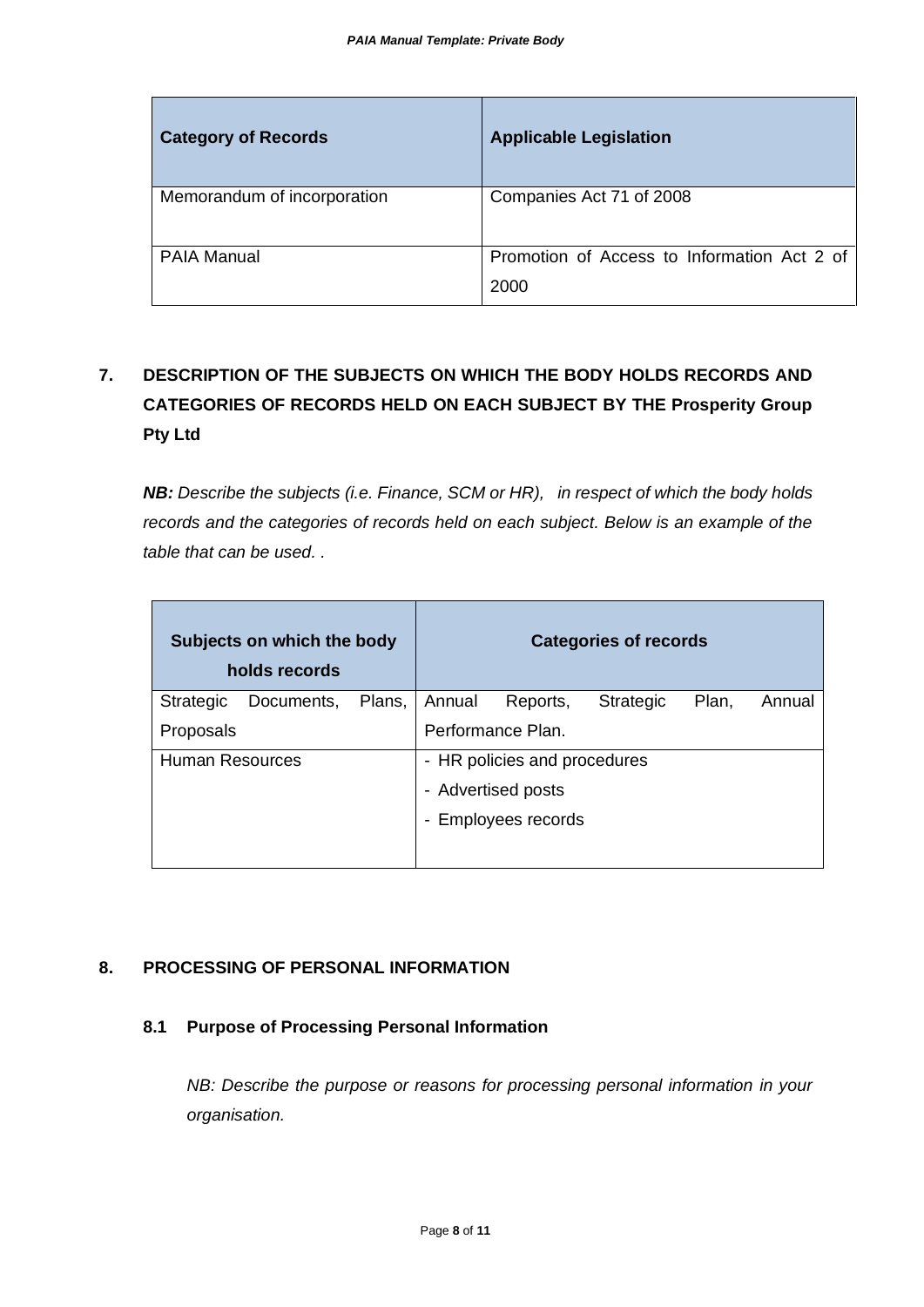| Category of Records | Applicable Legislation |
| --- | --- |
| Memorandum of incorporation | Companies Act 71 of 2008 |
| PAIA Manual | Promotion of Access to Information Act 2 of 2000 |

## 7. DESCRIPTION OF THE SUBJECTS ON WHICH THE BODY HOLDS RECORDS AND CATEGORIES OF RECORDS HELD ON EACH SUBJECT BY THE Prosperity Group Pty Ltd

***NB:*** *Describe the subjects (i.e. Finance, SCM or HR), in respect of which the body holds records and the categories of records held on each subject. Below is an example of the table that can be used. .*

| Subjects on which the body holds records | Categories of records |
| --- | --- |
| Strategic Documents, Plans, Proposals | Annual Reports, Strategic Plan, Annual Performance Plan. |
| Human Resources | - HR policies and procedures<br>- Advertised posts<br>- Employees records |

## 8. PROCESSING OF PERSONAL INFORMATION

### 8.1 Purpose of Processing Personal Information

*NB: Describe the purpose or reasons for processing personal information in your organisation.*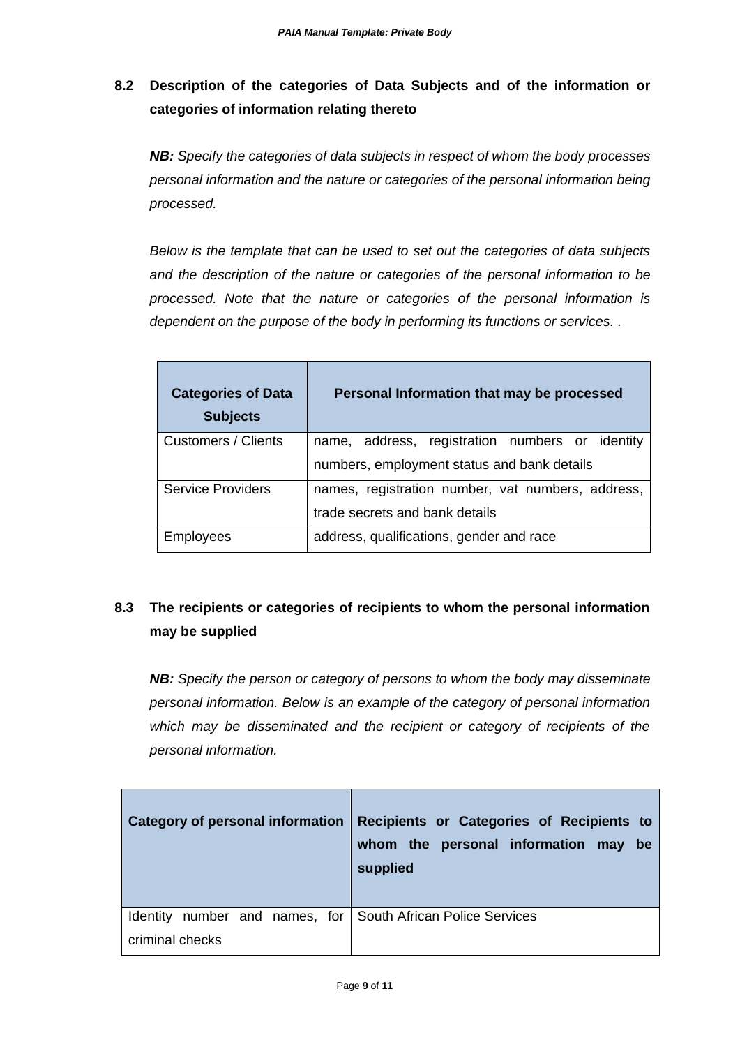### 8.2 Description of the categories of Data Subjects and of the information or categories of information relating thereto

***NB:*** *Specify the categories of data subjects in respect of whom the body processes personal information and the nature or categories of the personal information being processed.*

*Below is the template that can be used to set out the categories of data subjects and the description of the nature or categories of the personal information to be processed. Note that the nature or categories of the personal information is dependent on the purpose of the body in performing its functions or services. .*

| Categories of Data Subjects | Personal Information that may be processed |
|---|---|
| Customers / Clients | name, address, registration numbers or identity numbers, employment status and bank details |
| Service Providers | names, registration number, vat numbers, address, trade secrets and bank details |
| Employees | address, qualifications, gender and race |

### 8.3 The recipients or categories of recipients to whom the personal information may be supplied

***NB:*** *Specify the person or category of persons to whom the body may disseminate personal information. Below is an example of the category of personal information which may be disseminated and the recipient or category of recipients of the personal information.*

| Category of personal information | Recipients or Categories of Recipients to whom the personal information may be supplied |
|---|---|
| Identity number and names, for criminal checks | South African Police Services |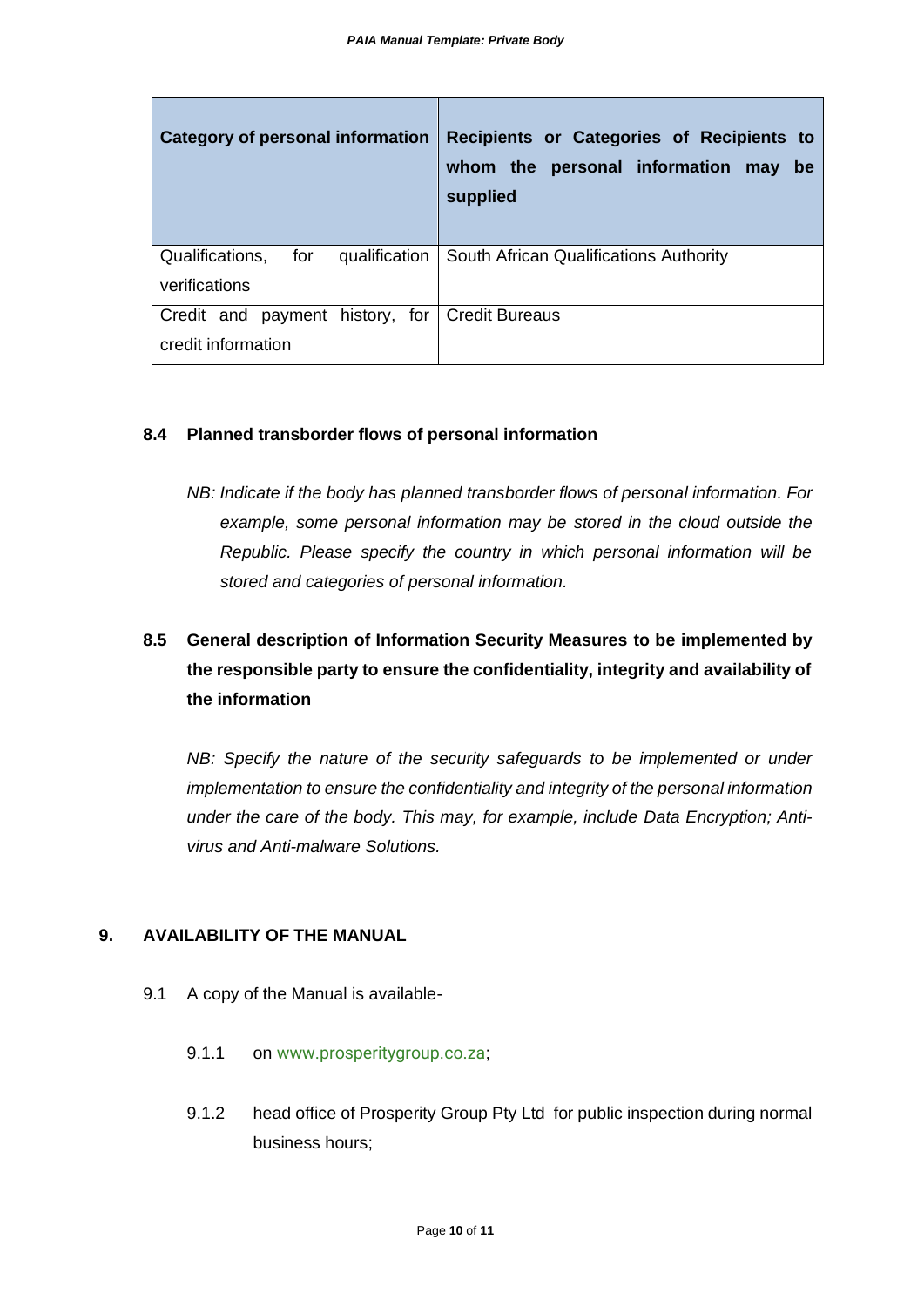| Category of personal information | Recipients or Categories of Recipients to whom the personal information may be supplied |
| --- | --- |
| Qualifications, for qualification verifications | South African Qualifications Authority |
| Credit and payment history, for credit information | Credit Bureaus |

### 8.4 Planned transborder flows of personal information

*NB: Indicate if the body has planned transborder flows of personal information. For example, some personal information may be stored in the cloud outside the Republic. Please specify the country in which personal information will be stored and categories of personal information.*

### 8.5 General description of Information Security Measures to be implemented by the responsible party to ensure the confidentiality, integrity and availability of the information

*NB: Specify the nature of the security safeguards to be implemented or under implementation to ensure the confidentiality and integrity of the personal information under the care of the body. This may, for example, include Data Encryption; Anti-virus and Anti-malware Solutions.*

## 9. AVAILABILITY OF THE MANUAL

9.1 A copy of the Manual is available-

9.1.1 on www.prosperitygroup.co.za;

9.1.2 head office of Prosperity Group Pty Ltd for public inspection during normal business hours;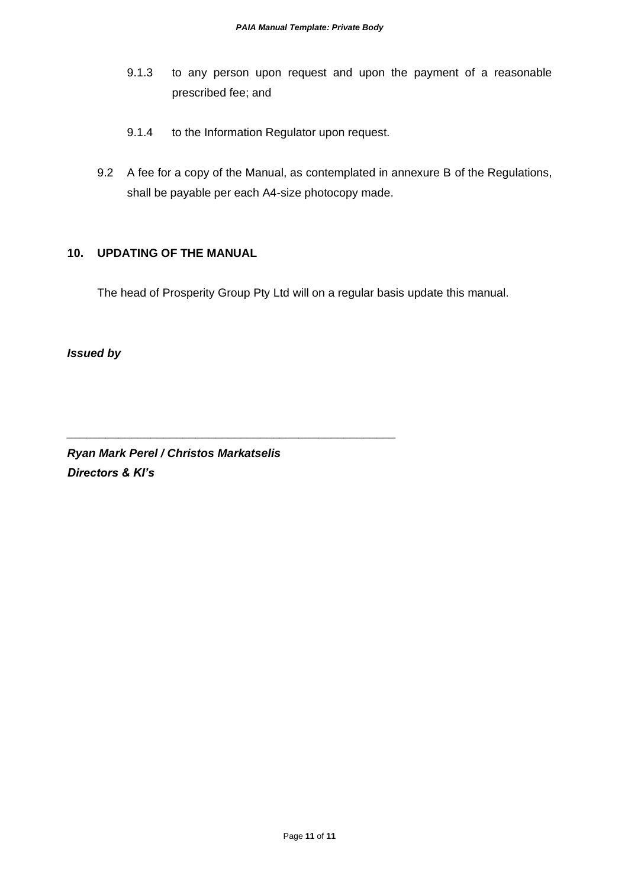9.1.3 to any person upon request and upon the payment of a reasonable prescribed fee; and

9.1.4 to the Information Regulator upon request.

9.2 A fee for a copy of the Manual, as contemplated in annexure B of the Regulations, shall be payable per each A4-size photocopy made.

## 10. UPDATING OF THE MANUAL

The head of Prosperity Group Pty Ltd will on a regular basis update this manual.

***Issued by***

_______________________________________________

***Ryan Mark Perel / Christos Markatselis***
***Directors & KI's***